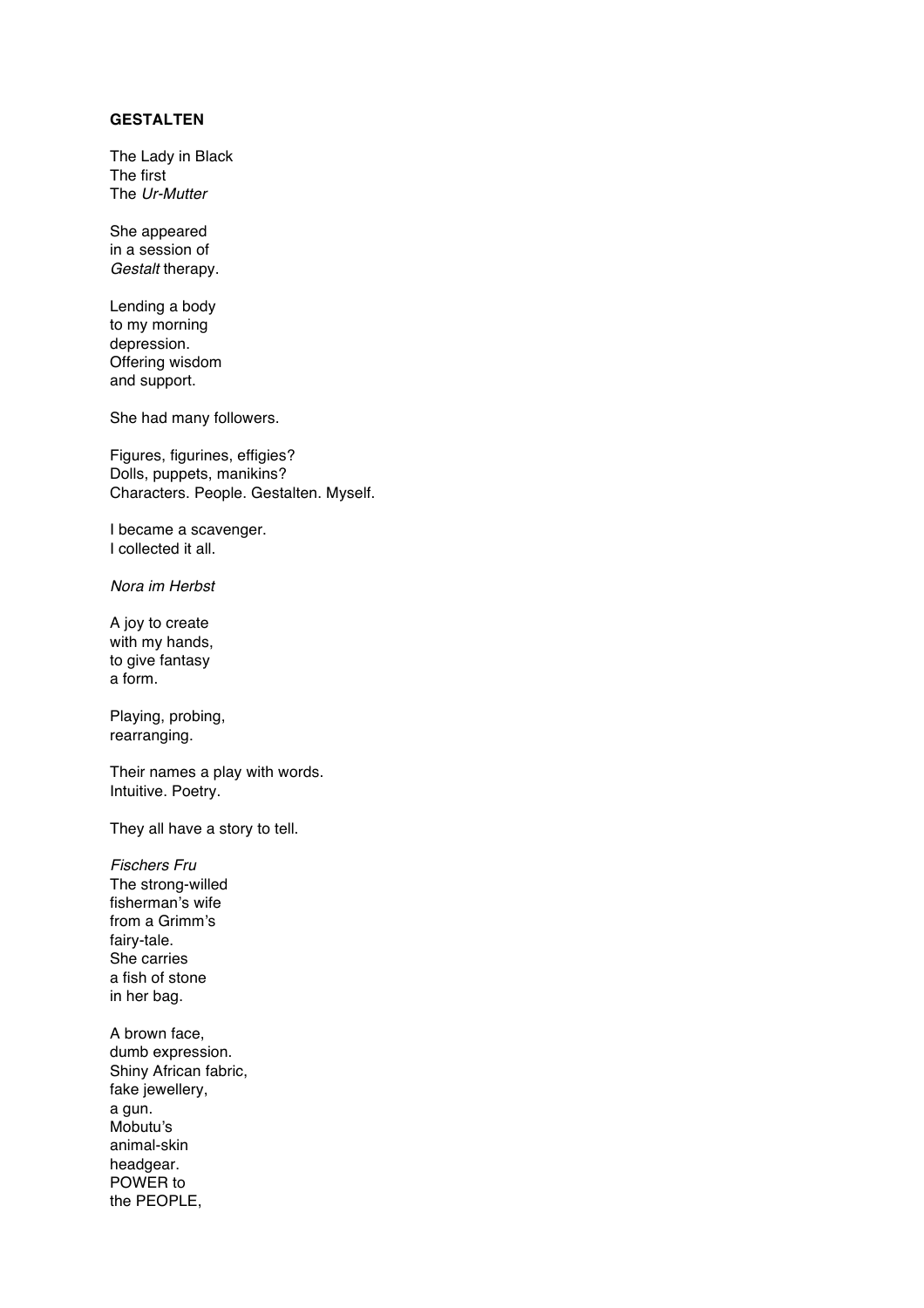**GESTALTEN**

The Lady in Black  
The first  
The *Ur-Mutter*

She appeared  
in a session of  
*Gestalt* therapy.

Lending a body  
to my morning  
depression.  
Offering wisdom  
and support.

She had many followers.

Figures, figurines, effigies?  
Dolls, puppets, manikins?  
Characters. People. Gestalten. Myself.

I became a scavenger.  
I collected it all.

*Nora im Herbst*

A joy to create  
with my hands,  
to give fantasy  
a form.

Playing, probing,  
rearranging.

Their names a play with words.  
Intuitive. Poetry.

They all have a story to tell.

*Fischers Fru*  
The strong-willed  
fisherman's wife  
from a Grimm's  
fairy-tale.  
She carries  
a fish of stone  
in her bag.

A brown face,  
dumb expression.  
Shiny African fabric,  
fake jewellery,  
a gun.  
Mobutu's  
animal-skin  
headgear.  
POWER to  
the PEOPLE,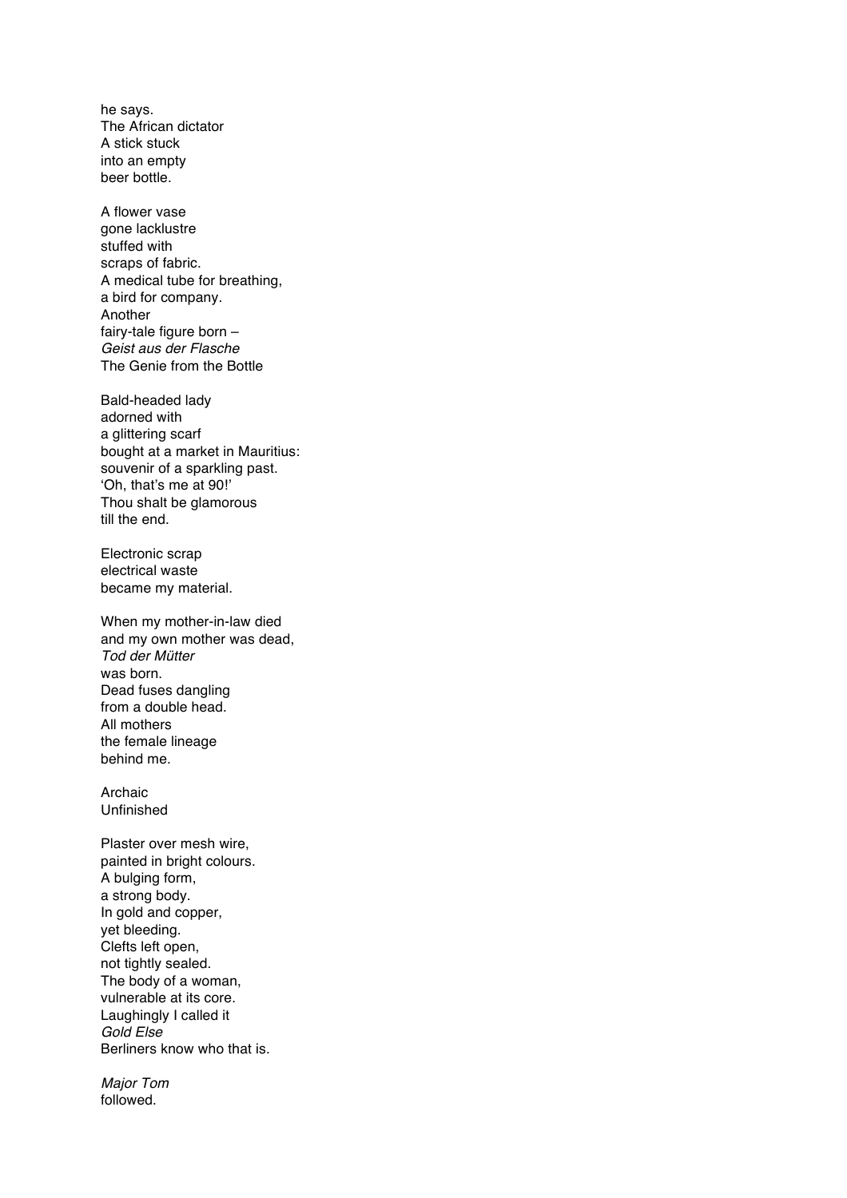he says.  
The African dictator  
A stick stuck  
into an empty  
beer bottle.

A flower vase  
gone lacklustre  
stuffed with  
scraps of fabric.  
A medical tube for breathing,  
a bird for company.  
Another  
fairy-tale figure born –  
*Geist aus der Flasche*  
The Genie from the Bottle

Bald-headed lady  
adorned with  
a glittering scarf  
bought at a market in Mauritius:  
souvenir of a sparkling past.  
'Oh, that's me at 90!'  
Thou shalt be glamorous  
till the end.

Electronic scrap  
electrical waste  
became my material.

When my mother-in-law died  
and my own mother was dead,  
*Tod der Mütter*  
was born.  
Dead fuses dangling  
from a double head.  
All mothers  
the female lineage  
behind me.

Archaic  
Unfinished

Plaster over mesh wire,  
painted in bright colours.  
A bulging form,  
a strong body.  
In gold and copper,  
yet bleeding.  
Clefts left open,  
not tightly sealed.  
The body of a woman,  
vulnerable at its core.  
Laughingly I called it  
*Gold Else*  
Berliners know who that is.

*Major Tom*  
followed.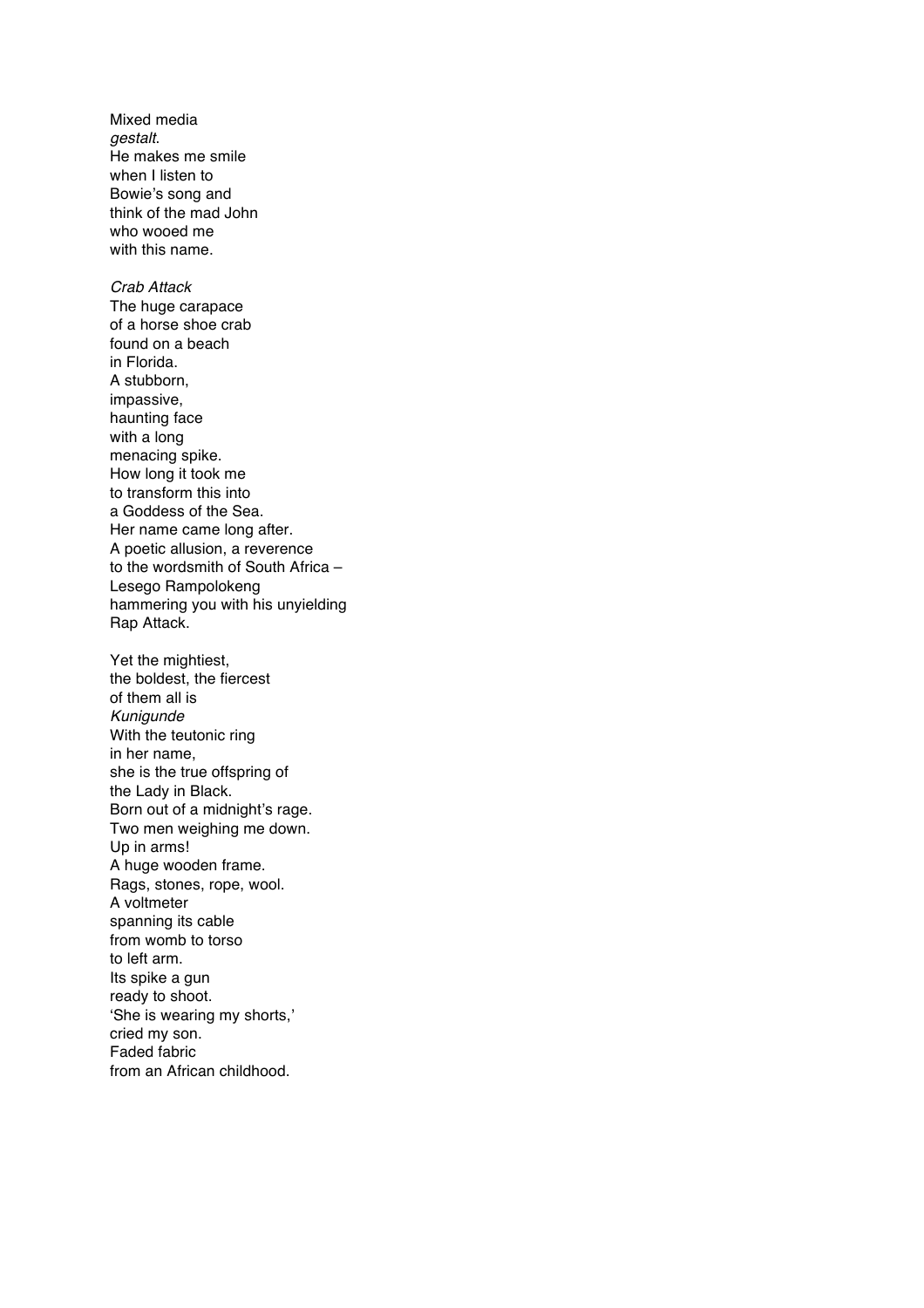Mixed media  
*gestalt*.  
He makes me smile  
when I listen to  
Bowie's song and  
think of the mad John  
who wooed me  
with this name.

*Crab Attack*  
The huge carapace  
of a horse shoe crab  
found on a beach  
in Florida.  
A stubborn,  
impassive,  
haunting face  
with a long  
menacing spike.  
How long it took me  
to transform this into  
a Goddess of the Sea.  
Her name came long after.  
A poetic allusion, a reverence  
to the wordsmith of South Africa –  
Lesego Rampolokeng  
hammering you with his unyielding  
Rap Attack.

Yet the mightiest,  
the boldest, the fiercest  
of them all is  
*Kunigunde*  
With the teutonic ring  
in her name,  
she is the true offspring of  
the Lady in Black.  
Born out of a midnight's rage.  
Two men weighing me down.  
Up in arms!  
A huge wooden frame.  
Rags, stones, rope, wool.  
A voltmeter  
spanning its cable  
from womb to torso  
to left arm.  
Its spike a gun  
ready to shoot.  
'She is wearing my shorts,'  
cried my son.  
Faded fabric  
from an African childhood.